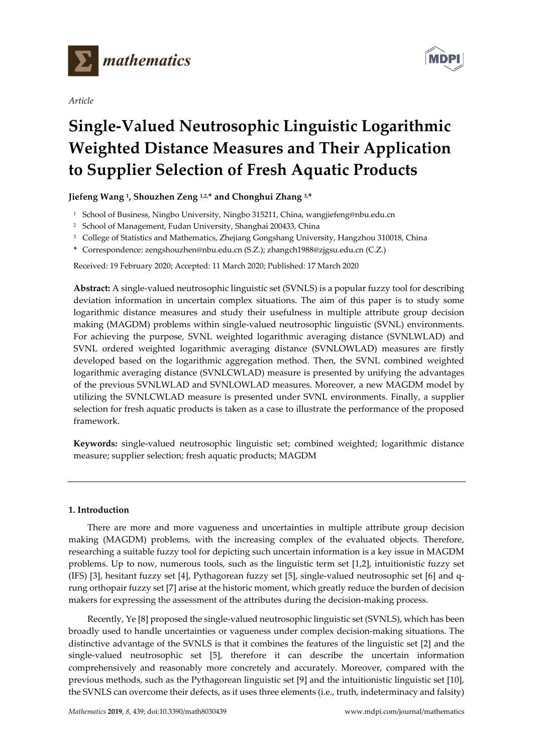*Article*

# Single-Valued Neutrosophic Linguistic Logarithmic Weighted Distance Measures and Their Application to Supplier Selection of Fresh Aquatic Products

**Jiefeng Wang [1], Shouzhen Zeng [1,2,*] and Chonghui Zhang [3,*]**

[1] School of Business, Ningbo University, Ningbo 315211, China, wangjiefeng@nbu.edu.cn

[2] School of Management, Fudan University, Shanghai 200433, China

[3] College of Statistics and Mathematics, Zhejiang Gongshang University, Hangzhou 310018, China

\* Correspondence: zengshouzhen@nbu.edu.cn (S.Z.); zhangch1988@zjgsu.edu.cn (C.Z.)

Received: 19 February 2020; Accepted: 11 March 2020; Published: 17 March 2020

**Abstract:** A single-valued neutrosophic linguistic set (SVNLS) is a popular fuzzy tool for describing deviation information in uncertain complex situations. The aim of this paper is to study some logarithmic distance measures and study their usefulness in multiple attribute group decision making (MAGDM) problems within single-valued neutrosophic linguistic (SVNL) environments. For achieving the purpose, SVNL weighted logarithmic averaging distance (SVNLWLAD) and SVNL ordered weighted logarithmic averaging distance (SVNLOWLAD) measures are firstly developed based on the logarithmic aggregation method. Then, the SVNL combined weighted logarithmic averaging distance (SVNLCWLAD) measure is presented by unifying the advantages of the previous SVNLWLAD and SVNLOWLAD measures. Moreover, a new MAGDM model by utilizing the SVNLCWLAD measure is presented under SVNL environments. Finally, a supplier selection for fresh aquatic products is taken as a case to illustrate the performance of the proposed framework.

**Keywords:** single-valued neutrosophic linguistic set; combined weighted; logarithmic distance measure; supplier selection; fresh aquatic products; MAGDM

## 1. Introduction

There are more and more vagueness and uncertainties in multiple attribute group decision making (MAGDM) problems, with the increasing complex of the evaluated objects. Therefore, researching a suitable fuzzy tool for depicting such uncertain information is a key issue in MAGDM problems. Up to now, numerous tools, such as the linguistic term set [1,2], intuitionistic fuzzy set (IFS) [3], hesitant fuzzy set [4], Pythagorean fuzzy set [5], single-valued neutrosophic set [6] and q-rung orthopair fuzzy set [7] arise at the historic moment, which greatly reduce the burden of decision makers for expressing the assessment of the attributes during the decision-making process.

Recently, Ye [8] proposed the single-valued neutrosophic linguistic set (SVNLS), which has been broadly used to handle uncertainties or vagueness under complex decision-making situations. The distinctive advantage of the SVNLS is that it combines the features of the linguistic set [2] and the single-valued neutrosophic set [5], therefore it can describe the uncertain information comprehensively and reasonably more concretely and accurately. Moreover, compared with the previous methods, such as the Pythagorean linguistic set [9] and the intuitionistic linguistic set [10], the SVNLS can overcome their defects, as it uses three elements (i.e., truth, indeterminacy and falsity)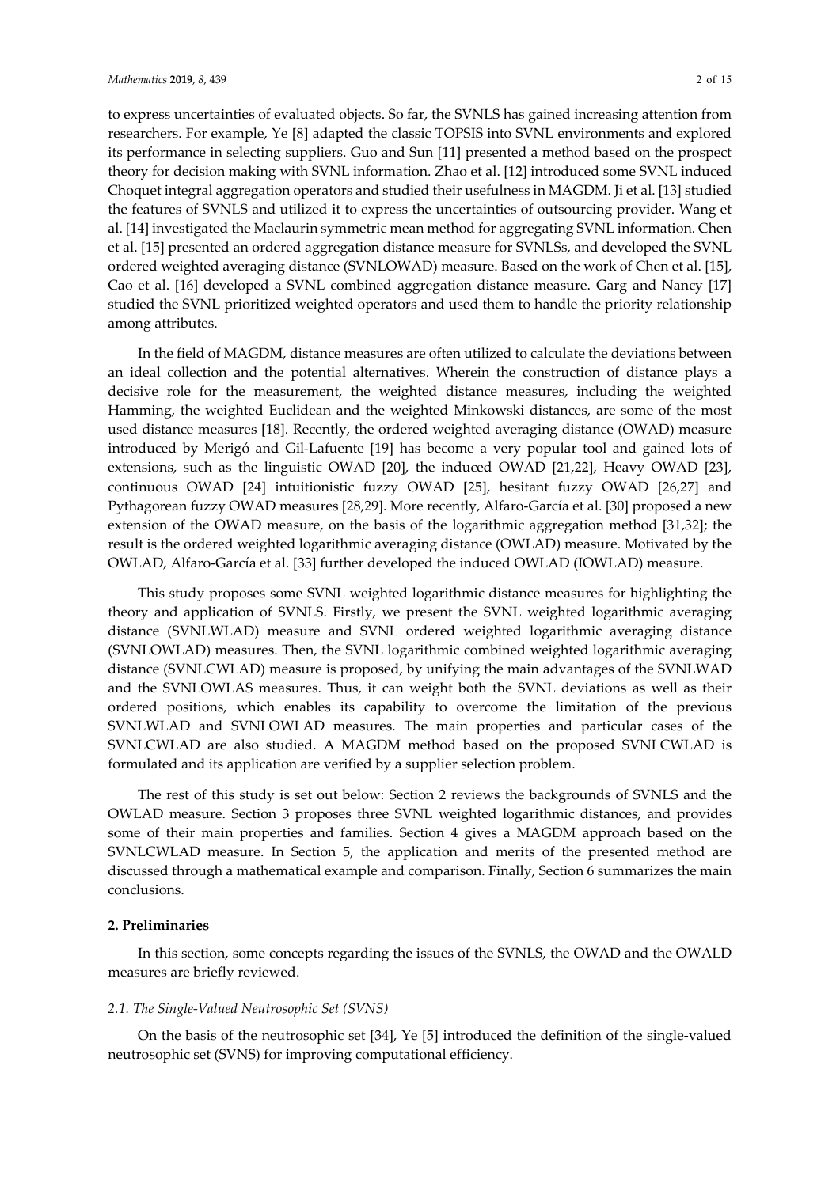to express uncertainties of evaluated objects. So far, the SVNLS has gained increasing attention from researchers. For example, Ye [8] adapted the classic TOPSIS into SVNL environments and explored its performance in selecting suppliers. Guo and Sun [11] presented a method based on the prospect theory for decision making with SVNL information. Zhao et al. [12] introduced some SVNL induced Choquet integral aggregation operators and studied their usefulness in MAGDM. Ji et al. [13] studied the features of SVNLS and utilized it to express the uncertainties of outsourcing provider. Wang et al. [14] investigated the Maclaurin symmetric mean method for aggregating SVNL information. Chen et al. [15] presented an ordered aggregation distance measure for SVNLSs, and developed the SVNL ordered weighted averaging distance (SVNLOWAD) measure. Based on the work of Chen et al. [15], Cao et al. [16] developed a SVNL combined aggregation distance measure. Garg and Nancy [17] studied the SVNL prioritized weighted operators and used them to handle the priority relationship among attributes.

In the field of MAGDM, distance measures are often utilized to calculate the deviations between an ideal collection and the potential alternatives. Wherein the construction of distance plays a decisive role for the measurement, the weighted distance measures, including the weighted Hamming, the weighted Euclidean and the weighted Minkowski distances, are some of the most used distance measures [18]. Recently, the ordered weighted averaging distance (OWAD) measure introduced by Merigó and Gil-Lafuente [19] has become a very popular tool and gained lots of extensions, such as the linguistic OWAD [20], the induced OWAD [21,22], Heavy OWAD [23], continuous OWAD [24] intuitionistic fuzzy OWAD [25], hesitant fuzzy OWAD [26,27] and Pythagorean fuzzy OWAD measures [28,29]. More recently, Alfaro-García et al. [30] proposed a new extension of the OWAD measure, on the basis of the logarithmic aggregation method [31,32]; the result is the ordered weighted logarithmic averaging distance (OWLAD) measure. Motivated by the OWLAD, Alfaro-García et al. [33] further developed the induced OWLAD (IOWLAD) measure.

This study proposes some SVNL weighted logarithmic distance measures for highlighting the theory and application of SVNLS. Firstly, we present the SVNL weighted logarithmic averaging distance (SVNLWLAD) measure and SVNL ordered weighted logarithmic averaging distance (SVNLOWLAD) measures. Then, the SVNL logarithmic combined weighted logarithmic averaging distance (SVNLCWLAD) measure is proposed, by unifying the main advantages of the SVNLWAD and the SVNLOWLAS measures. Thus, it can weight both the SVNL deviations as well as their ordered positions, which enables its capability to overcome the limitation of the previous SVNLWLAD and SVNLOWLAD measures. The main properties and particular cases of the SVNLCWLAD are also studied. A MAGDM method based on the proposed SVNLCWLAD is formulated and its application are verified by a supplier selection problem.

The rest of this study is set out below: Section 2 reviews the backgrounds of SVNLS and the OWLAD measure. Section 3 proposes three SVNL weighted logarithmic distances, and provides some of their main properties and families. Section 4 gives a MAGDM approach based on the SVNLCWLAD measure. In Section 5, the application and merits of the presented method are discussed through a mathematical example and comparison. Finally, Section 6 summarizes the main conclusions.

## 2. Preliminaries

In this section, some concepts regarding the issues of the SVNLS, the OWAD and the OWALD measures are briefly reviewed.

### *2.1. The Single-Valued Neutrosophic Set (SVNS)*

On the basis of the neutrosophic set [34], Ye [5] introduced the definition of the single-valued neutrosophic set (SVNS) for improving computational efficiency.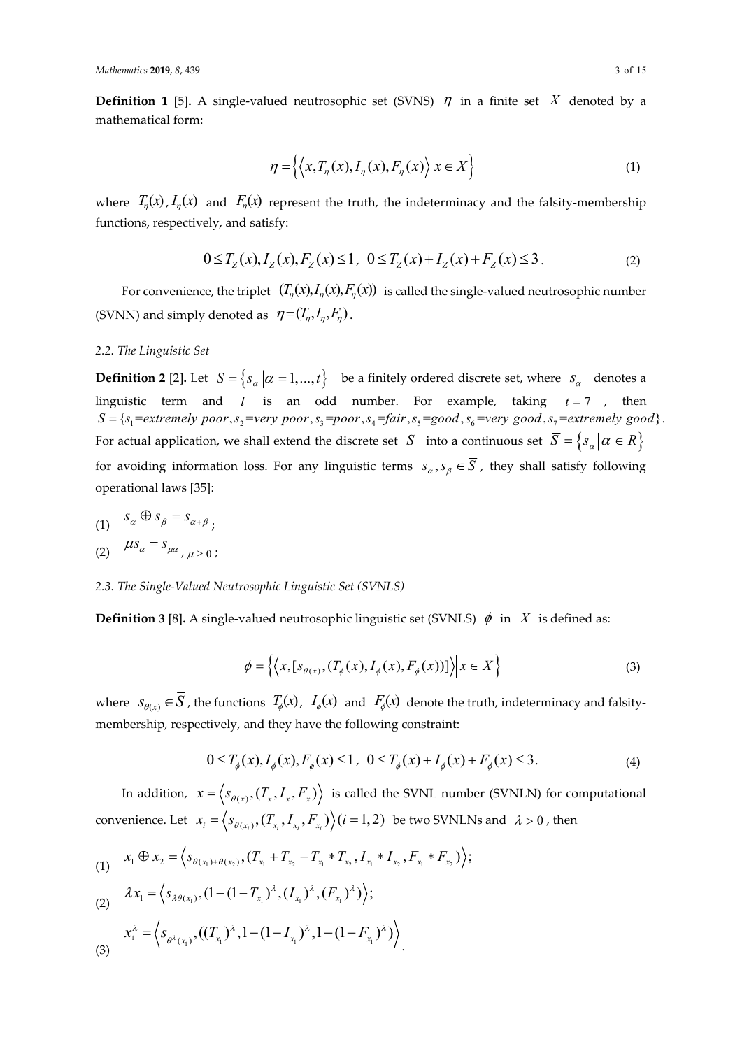**Definition 1** [5]**.** A single-valued neutrosophic set (SVNS) $\eta$ in a finite set $X$ denoted by a mathematical form:

$$\eta = \left\{ \left\langle x, T_\eta(x), I_\eta(x), F_\eta(x) \right\rangle \middle| x \in X \right\} \tag{1}$$

where $T_\eta(x)$, $I_\eta(x)$ and $F_\eta(x)$ represent the truth, the indeterminacy and the falsity-membership functions, respectively, and satisfy:

$$0 \le T_Z(x), I_Z(x), F_Z(x) \le 1,\ \ 0 \le T_Z(x) + I_Z(x) + F_Z(x) \le 3. \tag{2}$$

For convenience, the triplet $(T_\eta(x), I_\eta(x), F_\eta(x))$ is called the single-valued neutrosophic number (SVNN) and simply denoted as $\eta = (T_\eta, I_\eta, F_\eta)$.

### 2.2. The Linguistic Set

**Definition 2** [2]**.** Let $S = \left\{ s_\alpha \middle| \alpha = 1, \ldots, t \right\}$ be a finitely ordered discrete set, where $s_\alpha$ denotes a linguistic term and $l$ is an odd number. For example, taking $t = 7$, then $S = \{s_1 = extremely\ poor, s_2 = very\ poor, s_3 = poor, s_4 = fair, s_5 = good, s_6 = very\ good, s_7 = extremely\ good\}$. For actual application, we shall extend the discrete set $S$ into a continuous set $\overline{S} = \left\{ s_\alpha \middle| \alpha \in R \right\}$ for avoiding information loss. For any linguistic terms $s_\alpha, s_\beta \in \overline{S}$, they shall satisfy following operational laws [35]:

(1) $s_\alpha \oplus s_\beta = s_{\alpha+\beta}$;

(2) $\mu s_\alpha = s_{\mu\alpha}$, $\mu \ge 0$;

### 2.3. The Single-Valued Neutrosophic Linguistic Set (SVNLS)

**Definition 3** [8]**.** A single-valued neutrosophic linguistic set (SVNLS) $\phi$ in $X$ is defined as:

$$\phi = \left\{ \left\langle x, [s_{\theta(x)}, (T_\phi(x), I_\phi(x), F_\phi(x))] \right\rangle \middle| x \in X \right\} \tag{3}$$

where $s_{\theta(x)} \in \overline{S}$, the functions $T_\phi(x)$, $I_\phi(x)$ and $F_\phi(x)$ denote the truth, indeterminacy and falsity-membership, respectively, and they have the following constraint:

$$0 \le T_\phi(x), I_\phi(x), F_\phi(x) \le 1,\ \ 0 \le T_\phi(x) + I_\phi(x) + F_\phi(x) \le 3. \tag{4}$$

In addition, $x = \left\langle s_{\theta(x)}, (T_x, I_x, F_x) \right\rangle$ is called the SVNL number (SVNLN) for computational convenience. Let $x_i = \left\langle s_{\theta(x_i)}, (T_{x_i}, I_{x_i}, F_{x_i}) \right\rangle (i = 1, 2)$ be two SVNLNs and $\lambda > 0$, then

(1) $x_1 \oplus x_2 = \left\langle s_{\theta(x_1)+\theta(x_2)}, (T_{x_1} + T_{x_2} - T_{x_1} * T_{x_2}, I_{x_1} * I_{x_2}, F_{x_1} * F_{x_2}) \right\rangle$;

(2) $\lambda x_1 = \left\langle s_{\lambda\theta(x_1)}, (1 - (1 - T_{x_1})^\lambda, (I_{x_1})^\lambda, (F_{x_1})^\lambda) \right\rangle$;

(3) $x_1^\lambda = \left\langle s_{\theta^\lambda(x_1)}, ((T_{x_1})^\lambda, 1 - (1 - I_{x_1})^\lambda, 1 - (1 - F_{x_1})^\lambda) \right\rangle$.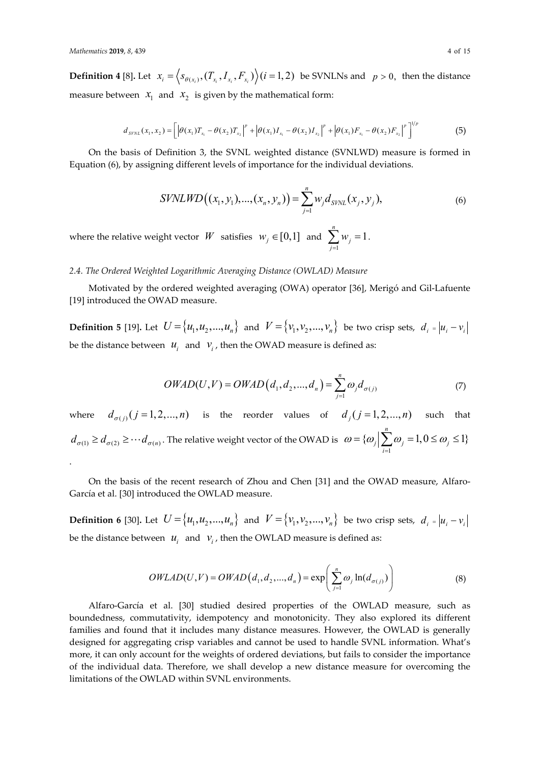**Definition 4** [8]. Let $x_i = \langle s_{\theta(x_i)}, (T_{x_i}, I_{x_i}, F_{x_i}) \rangle (i = 1, 2)$ be SVNLNs and $p > 0$, then the distance measure between $x_1$ and $x_2$ is given by the mathematical form:

$$d_{SVNL}(x_1, x_2) = \left[ \left| \theta(x_1) T_{x_1} - \theta(x_2) T_{x_2} \right|^p + \left| \theta(x_1) I_{x_1} - \theta(x_2) I_{x_2} \right|^p + \left| \theta(x_1) F_{x_1} - \theta(x_2) F_{x_2} \right|^p \right]^{1/p} \tag{5}$$

On the basis of Definition 3, the SVNL weighted distance (SVNLWD) measure is formed in Equation (6), by assigning different levels of importance for the individual deviations.

$$SVNLWD\left((x_1, y_1), \ldots, (x_n, y_n)\right) = \sum_{j=1}^{n} w_j d_{SVNL}(x_j, y_j), \tag{6}$$

where the relative weight vector $W$ satisfies $w_j \in [0, 1]$ and $\sum_{j=1}^{n} w_j = 1$.

### 2.4. The Ordered Weighted Logarithmic Averaging Distance (OWLAD) Measure

Motivated by the ordered weighted averaging (OWA) operator [36], Merigó and Gil-Lafuente [19] introduced the OWAD measure.

**Definition 5** [19]. Let $U = \{u_1, u_2, \ldots, u_n\}$ and $V = \{v_1, v_2, \ldots, v_n\}$ be two crisp sets, $d_i = |u_i - v_i|$ be the distance between $u_i$ and $v_i$, then the OWAD measure is defined as:

$$OWAD(U, V) = OWAD\left(d_1, d_2, \ldots, d_n\right) = \sum_{j=1}^{n} \omega_j d_{\sigma(j)} \tag{7}$$

where $d_{\sigma(j)} (j = 1, 2, \ldots, n)$ is the reorder values of $d_j (j = 1, 2, \ldots, n)$ such that $d_{\sigma(1)} \geq d_{\sigma(2)} \geq \cdots d_{\sigma(n)}$. The relative weight vector of the OWAD is $\omega = \{\omega_j \left| \sum_{i=1}^{n} \omega_j = 1, 0 \leq \omega_j \leq 1 \right\}$.

On the basis of the recent research of Zhou and Chen [31] and the OWAD measure, Alfaro-García et al. [30] introduced the OWLAD measure.

**Definition 6** [30]. Let $U = \{u_1, u_2, \ldots, u_n\}$ and $V = \{v_1, v_2, \ldots, v_n\}$ be two crisp sets, $d_i = |u_i - v_i|$ be the distance between $u_i$ and $v_i$, then the OWLAD measure is defined as:

$$OWLAD(U, V) = OWAD\left(d_1, d_2, \ldots, d_n\right) = \exp\left( \sum_{j=1}^{n} \omega_j \ln(d_{\sigma(j)}) \right) \tag{8}$$

Alfaro-García et al. [30] studied desired properties of the OWLAD measure, such as boundedness, commutativity, idempotency and monotonicity. They also explored its different families and found that it includes many distance measures. However, the OWLAD is generally designed for aggregating crisp variables and cannot be used to handle SVNL information. What's more, it can only account for the weights of ordered deviations, but fails to consider the importance of the individual data. Therefore, we shall develop a new distance measure for overcoming the limitations of the OWLAD within SVNL environments.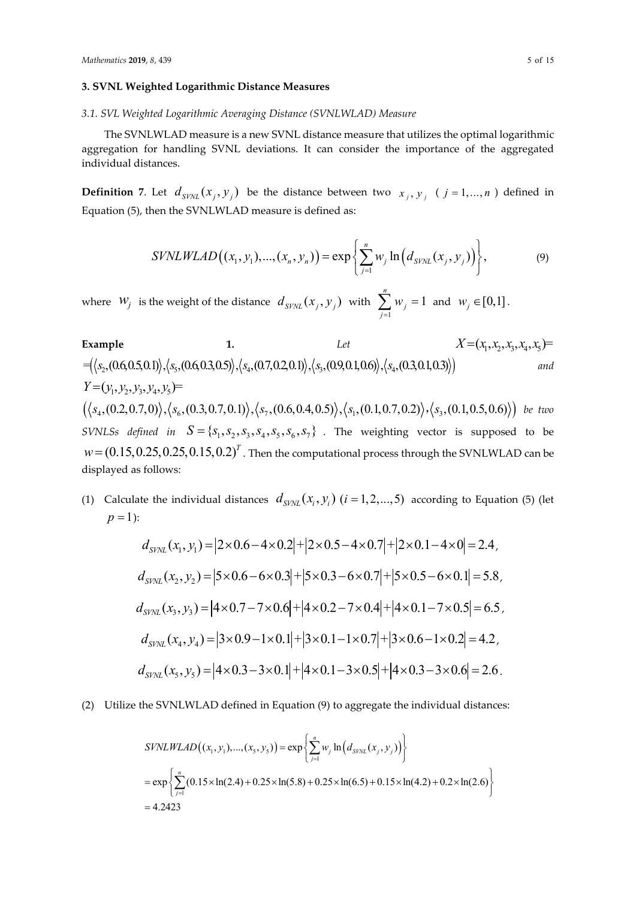### 3. SVNL Weighted Logarithmic Distance Measures

#### *3.1. SVL Weighted Logarithmic Averaging Distance (SVNLWLAD) Measure*

The SVNLWLAD measure is a new SVNL distance measure that utilizes the optimal logarithmic aggregation for handling SVNL deviations. It can consider the importance of the aggregated individual distances.

**Definition 7**. Let $d_{SVNL}(x_j, y_j)$ be the distance between two $x_j, y_j$ ($j = 1, \ldots, n$) defined in Equation (5), then the SVNLWLAD measure is defined as:

$$SVNLWLAD\left((x_1, y_1), \ldots, (x_n, y_n)\right) = \exp\left\{\sum_{j=1}^{n} w_j \ln\left(d_{SVNL}(x_j, y_j)\right)\right\}, \tag{9}$$

where $w_j$ is the weight of the distance $d_{SVNL}(x_j, y_j)$ with $\sum_{j=1}^{n} w_j = 1$ and $w_j \in [0,1]$.

**Example 1.** *Let* $X=(x_1,x_2,x_3,x_4,x_5)=$ $=\left(\langle s_2,(0.6,0.5,0.1)\rangle,\langle s_5,(0.6,0.3,0.5)\rangle,\langle s_4,(0.7,0.2,0.1)\rangle,\langle s_3,(0.9,0.1,0.6)\rangle,\langle s_4,(0.3,0.1,0.3)\rangle\right)$ *and* $Y=(y_1,y_2,y_3,y_4,y_5)=$ $\left(\langle s_4,(0.2,0.7,0)\rangle,\langle s_6,(0.3,0.7,0.1)\rangle,\langle s_7,(0.6,0.4,0.5)\rangle,\langle s_1,(0.1,0.7,0.2)\rangle,\langle s_3,(0.1,0.5,0.6)\rangle\right)$ *be two SVNLSs defined in* $S=\{s_1,s_2,s_3,s_4,s_5,s_6,s_7\}$. The weighting vector is supposed to be $w=(0.15,0.25,0.25,0.15,0.2)^T$. Then the computational process through the SVNLWLAD can be displayed as follows:

(1) Calculate the individual distances $d_{SVNL}(x_i, y_i)$ $(i = 1, 2, \ldots, 5)$ according to Equation (5) (let $p = 1$):

$$d_{SVNL}(x_1, y_1) = |2\times 0.6 - 4\times 0.2| + |2\times 0.5 - 4\times 0.7| + |2\times 0.1 - 4\times 0| = 2.4,$$

$$d_{SVNL}(x_2, y_2) = |5\times 0.6 - 6\times 0.3| + |5\times 0.3 - 6\times 0.7| + |5\times 0.5 - 6\times 0.1| = 5.8,$$

$$d_{SVNL}(x_3, y_3) = |4\times 0.7 - 7\times 0.6| + |4\times 0.2 - 7\times 0.4| + |4\times 0.1 - 7\times 0.5| = 6.5,$$

$$d_{SVNL}(x_4, y_4) = |3\times 0.9 - 1\times 0.1| + |3\times 0.1 - 1\times 0.7| + |3\times 0.6 - 1\times 0.2| = 4.2,$$

$$d_{SVNL}(x_5, y_5) = |4\times 0.3 - 3\times 0.1| + |4\times 0.1 - 3\times 0.5| + |4\times 0.3 - 3\times 0.6| = 2.6.$$

(2) Utilize the SVNLWLAD defined in Equation (9) to aggregate the individual distances:

$$\begin{aligned}
&SVNLWLAD\left((x_1, y_1), \ldots, (x_5, y_5)\right) = \exp\left\{\sum_{j=1}^{n} w_j \ln\left(d_{SVNL}(x_j, y_j)\right)\right\} \\
&= \exp\left\{\sum_{j=1}^{n} (0.15\times \ln(2.4) + 0.25\times \ln(5.8) + 0.25\times \ln(6.5) + 0.15\times \ln(4.2) + 0.2\times \ln(2.6)\right\} \\
&= 4.2423
\end{aligned}$$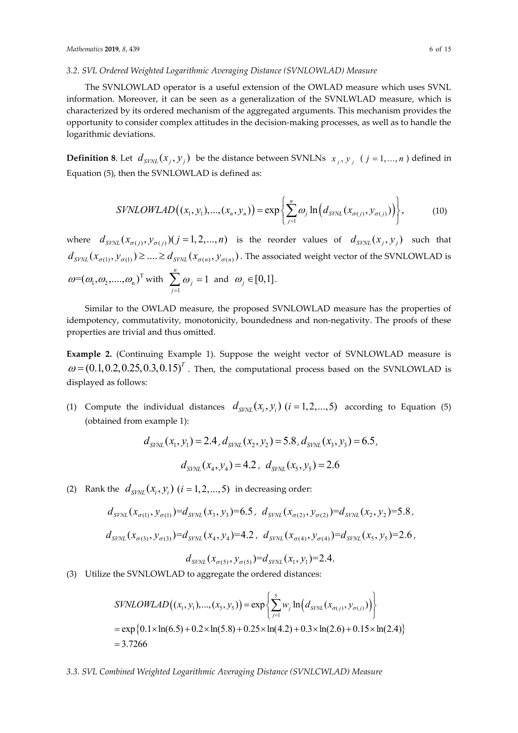### 3.2. SVL Ordered Weighted Logarithmic Averaging Distance (SVNLOWLAD) Measure

The SVNLOWLAD operator is a useful extension of the OWLAD measure which uses SVNL information. Moreover, it can be seen as a generalization of the SVNLWLAD measure, which is characterized by its ordered mechanism of the aggregated arguments. This mechanism provides the opportunity to consider complex attitudes in the decision-making processes, as well as to handle the logarithmic deviations.

**Definition 8**. Let $d_{SVNL}(x_j, y_j)$ be the distance between SVNLNs $x_j, y_j$ ($j = 1, \ldots, n$) defined in Equation (5), then the SVNLOWLAD is defined as:

$$SVNLOWLAD\left((x_1, y_1), \ldots, (x_n, y_n)\right) = \exp\left\{\sum_{j=1}^{n} \omega_j \ln\left(d_{SVNL}(x_{\sigma(j)}, y_{\sigma(j)})\right)\right\}, \tag{10}$$

where $d_{SVNL}(x_{\sigma(j)}, y_{\sigma(j)}) (j = 1, 2, \ldots, n)$ is the reorder values of $d_{SVNL}(x_j, y_j)$ such that $d_{SVNL}(x_{\sigma(1)}, y_{\sigma(1)}) \geq \ldots . \geq d_{SVNL}(x_{\sigma(n)}, y_{\sigma(n)})$. The associated weight vector of the SVNLOWLAD is $\omega = (\omega_1, \omega_2, \ldots ., \omega_n)^T$ with $\sum_{j=1}^{n} \omega_j = 1$ and $\omega_j \in [0, 1]$.

Similar to the OWLAD measure, the proposed SVNLOWLAD measure has the properties of idempotency, commutativity, monotonicity, boundedness and non-negativity. The proofs of these properties are trivial and thus omitted.

**Example 2.** (Continuing Example 1). Suppose the weight vector of SVNLOWLAD measure is $\omega = (0.1, 0.2, 0.25, 0.3, 0.15)^T$. Then, the computational process based on the SVNLOWLAD is displayed as follows:

(1) Compute the individual distances $d_{SVNL}(x_i, y_i)$ $(i = 1, 2, \ldots, 5)$ according to Equation (5) (obtained from example 1):

$$d_{SVNL}(x_1, y_1) = 2.4, d_{SVNL}(x_2, y_2) = 5.8, d_{SVNL}(x_3, y_3) = 6.5,$$

$$d_{SVNL}(x_4, y_4) = 4.2, \ d_{SVNL}(x_5, y_5) = 2.6$$

(2) Rank the $d_{SVNL}(x_i, y_i)$ $(i = 1, 2, \ldots, 5)$ in decreasing order:

$$d_{SVNL}(x_{\sigma(1)}, y_{\sigma(1)}) = d_{SVNL}(x_3, y_3) = 6.5, \ d_{SVNL}(x_{\sigma(2)}, y_{\sigma(2)}) = d_{SVNL}(x_2, y_2) = 5.8,$$

$$d_{SVNL}(x_{\sigma(3)}, y_{\sigma(3)}) = d_{SVNL}(x_4, y_4) = 4.2, \ d_{SVNL}(x_{\sigma(4)}, y_{\sigma(4)}) = d_{SVNL}(x_5, y_5) = 2.6,$$

$$d_{SVNL}(x_{\sigma(5)}, y_{\sigma(5)}) = d_{SVNL}(x_1, y_1) = 2.4.$$

(3) Utilize the SVNLOWLAD to aggregate the ordered distances:

$$\begin{aligned}
&SVNLOWLAD\left((x_1, y_1), \ldots, (x_5, y_5)\right) = \exp\left\{\sum_{j=1}^{5} w_j \ln\left(d_{SVNL}(x_{\sigma(j)}, y_{\sigma(j)})\right)\right\} \\
&= \exp\{0.1 \times \ln(6.5) + 0.2 \times \ln(5.8) + 0.25 \times \ln(4.2) + 0.3 \times \ln(2.6) + 0.15 \times \ln(2.4)\} \\
&= 3.7266
\end{aligned}$$

### 3.3. SVL Combined Weighted Logarithmic Averaging Distance (SVNLCWLAD) Measure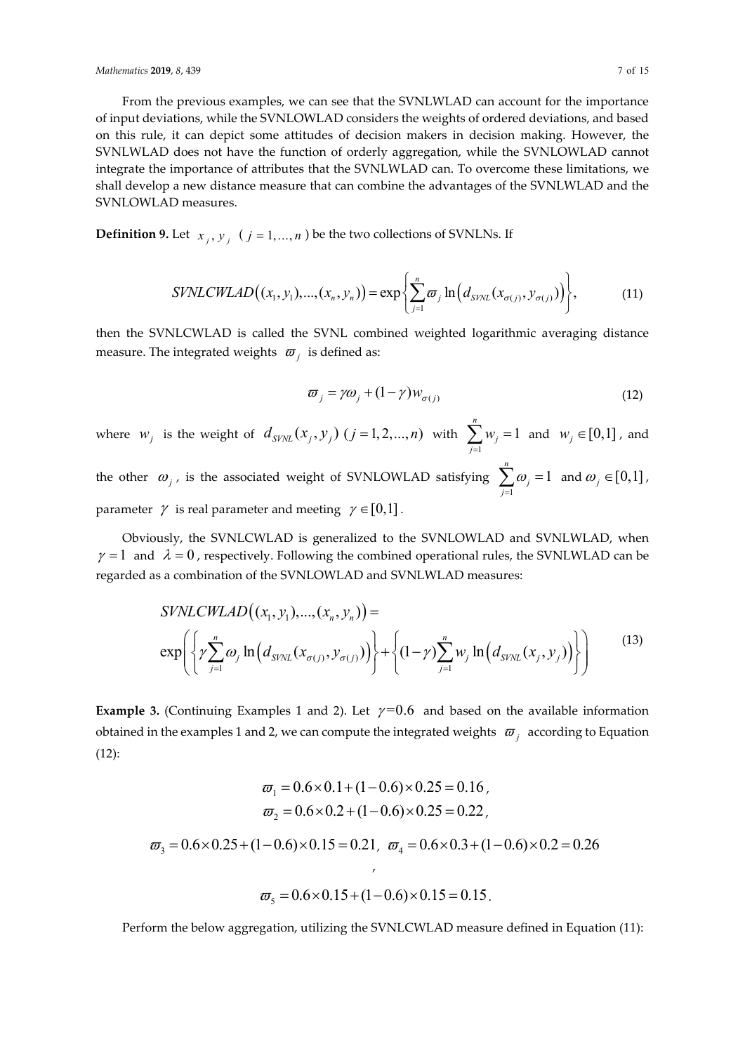From the previous examples, we can see that the SVNLWLAD can account for the importance of input deviations, while the SVNLOWLAD considers the weights of ordered deviations, and based on this rule, it can depict some attitudes of decision makers in decision making. However, the SVNLWLAD does not have the function of orderly aggregation, while the SVNLOWLAD cannot integrate the importance of attributes that the SVNLWLAD can. To overcome these limitations, we shall develop a new distance measure that can combine the advantages of the SVNLWLAD and the SVNLOWLAD measures.

**Definition 9.** Let $x_j, y_j$ ($j = 1, ..., n$) be the two collections of SVNLNs. If

$$SVNLCWLAD\big((x_1, y_1), ..., (x_n, y_n)\big) = \exp\left\{\sum_{j=1}^{n} \varpi_j \ln\big(d_{SVNL}(x_{\sigma(j)}, y_{\sigma(j)})\big)\right\}, \tag{11}$$

then the SVNLCWLAD is called the SVNL combined weighted logarithmic averaging distance measure. The integrated weights $\varpi_j$ is defined as:

$$\varpi_j = \gamma\omega_j + (1-\gamma)w_{\sigma(j)} \tag{12}$$

where $w_j$ is the weight of $d_{SVNL}(x_j, y_j)$ $(j = 1, 2, ..., n)$ with $\sum_{j=1}^{n} w_j = 1$ and $w_j \in [0,1]$, and the other $\omega_j$, is the associated weight of SVNLOWLAD satisfying $\sum_{j=1}^{n} \omega_j = 1$ and $\omega_j \in [0,1]$, parameter $\gamma$ is real parameter and meeting $\gamma \in [0,1]$.

Obviously, the SVNLCWLAD is generalized to the SVNLOWLAD and SVNLWLAD, when $\gamma = 1$ and $\lambda = 0$, respectively. Following the combined operational rules, the SVNLWLAD can be regarded as a combination of the SVNLOWLAD and SVNLWLAD measures:

$$\begin{aligned} &SVNLCWLAD\big((x_1, y_1), ..., (x_n, y_n)\big) = \\ &\exp\left(\left\{\gamma\sum_{j=1}^{n} \omega_j \ln\big(d_{SVNL}(x_{\sigma(j)}, y_{\sigma(j)})\big)\right\} + \left\{(1-\gamma)\sum_{j=1}^{n} w_j \ln\big(d_{SVNL}(x_j, y_j)\big)\right\}\right) \end{aligned} \tag{13}$$

**Example 3.** (Continuing Examples 1 and 2). Let $\gamma = 0.6$ and based on the available information obtained in the examples 1 and 2, we can compute the integrated weights $\varpi_j$ according to Equation (12):

$$\varpi_1 = 0.6 \times 0.1 + (1-0.6) \times 0.25 = 0.16,$$
$$\varpi_2 = 0.6 \times 0.2 + (1-0.6) \times 0.25 = 0.22,$$
$$\varpi_3 = 0.6 \times 0.25 + (1-0.6) \times 0.15 = 0.21,\ \varpi_4 = 0.6 \times 0.3 + (1-0.6) \times 0.2 = 0.26,$$
$$\varpi_5 = 0.6 \times 0.15 + (1-0.6) \times 0.15 = 0.15.$$

Perform the below aggregation, utilizing the SVNLCWLAD measure defined in Equation (11):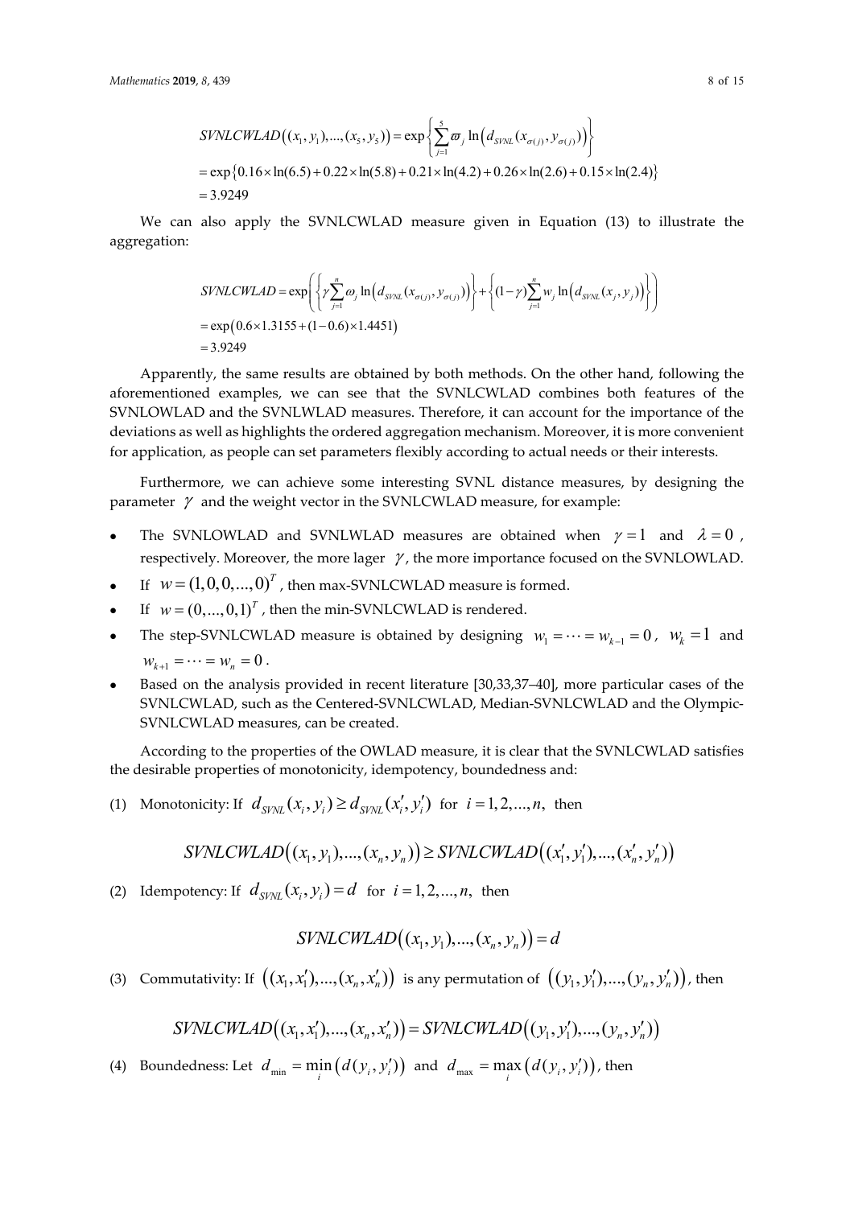$$
\begin{aligned}
SVNLCWLAD\left((x_1, y_1), \dots, (x_5, y_5)\right) &= \exp\left\{\sum_{j=1}^{5} \varpi_j \ln\left(d_{SVNL}(x_{\sigma(j)}, y_{\sigma(j)})\right)\right\} \\
&= \exp\left\{0.16 \times \ln(6.5) + 0.22 \times \ln(5.8) + 0.21 \times \ln(4.2) + 0.26 \times \ln(2.6) + 0.15 \times \ln(2.4)\right\} \\
&= 3.9249
\end{aligned}
$$

We can also apply the SVNLCWLAD measure given in Equation (13) to illustrate the aggregation:

$$
\begin{aligned}
SVNLCWLAD &= \exp\left(\left\{\gamma \sum_{j=1}^{n} \omega_j \ln\left(d_{SVNL}(x_{\sigma(j)}, y_{\sigma(j)})\right)\right\} + \left\{(1-\gamma)\sum_{j=1}^{n} w_j \ln\left(d_{SVNL}(x_j, y_j)\right)\right\}\right) \\
&= \exp\left(0.6 \times 1.3155 + (1 - 0.6) \times 1.4451\right) \\
&= 3.9249
\end{aligned}
$$

Apparently, the same results are obtained by both methods. On the other hand, following the aforementioned examples, we can see that the SVNLCWLAD combines both features of the SVNLOWLAD and the SVNLWLAD measures. Therefore, it can account for the importance of the deviations as well as highlights the ordered aggregation mechanism. Moreover, it is more convenient for application, as people can set parameters flexibly according to actual needs or their interests.

Furthermore, we can achieve some interesting SVNL distance measures, by designing the parameter $\gamma$ and the weight vector in the SVNLCWLAD measure, for example:

- The SVNLOWLAD and SVNLWLAD measures are obtained when $\gamma = 1$ and $\lambda = 0$, respectively. Moreover, the more lager $\gamma$, the more importance focused on the SVNLOWLAD.
- If $w = (1, 0, 0, \dots, 0)^T$, then max-SVNLCWLAD measure is formed.
- If $w = (0, \dots, 0, 1)^T$, then the min-SVNLCWLAD is rendered.
- The step-SVNLCWLAD measure is obtained by designing $w_1 = \cdots = w_{k-1} = 0$, $w_k = 1$ and $w_{k+1} = \cdots = w_n = 0$.
- Based on the analysis provided in recent literature [30,33,37–40], more particular cases of the SVNLCWLAD, such as the Centered-SVNLCWLAD, Median-SVNLCWLAD and the Olympic-SVNLCWLAD measures, can be created.

According to the properties of the OWLAD measure, it is clear that the SVNLCWLAD satisfies the desirable properties of monotonicity, idempotency, boundedness and:

(1) Monotonicity: If $d_{SVNL}(x_i, y_i) \geq d_{SVNL}(x_i', y_i')$ for $i = 1, 2, \dots, n$, then

$$
SVNLCWLAD\left((x_1, y_1), \dots, (x_n, y_n)\right) \geq SVNLCWLAD\left((x_1', y_1'), \dots, (x_n', y_n')\right)
$$

(2) Idempotency: If $d_{SVNL}(x_i, y_i) = d$ for $i = 1, 2, \dots, n$, then

$$
SVNLCWLAD\left((x_1, y_1), \dots, (x_n, y_n)\right) = d
$$

(3) Commutativity: If $\left((x_1, x_1'), \dots, (x_n, x_n')\right)$ is any permutation of $\left((y_1, y_1'), \dots, (y_n, y_n')\right)$, then

$$
SVNLCWLAD\left((x_1, x_1'), \dots, (x_n, x_n')\right) = SVNLCWLAD\left((y_1, y_1'), \dots, (y_n, y_n')\right)
$$

(4) Boundedness: Let $d_{\min} = \min_i \left(d(y_i, y_i')\right)$ and $d_{\max} = \max_i \left(d(y_i, y_i')\right)$, then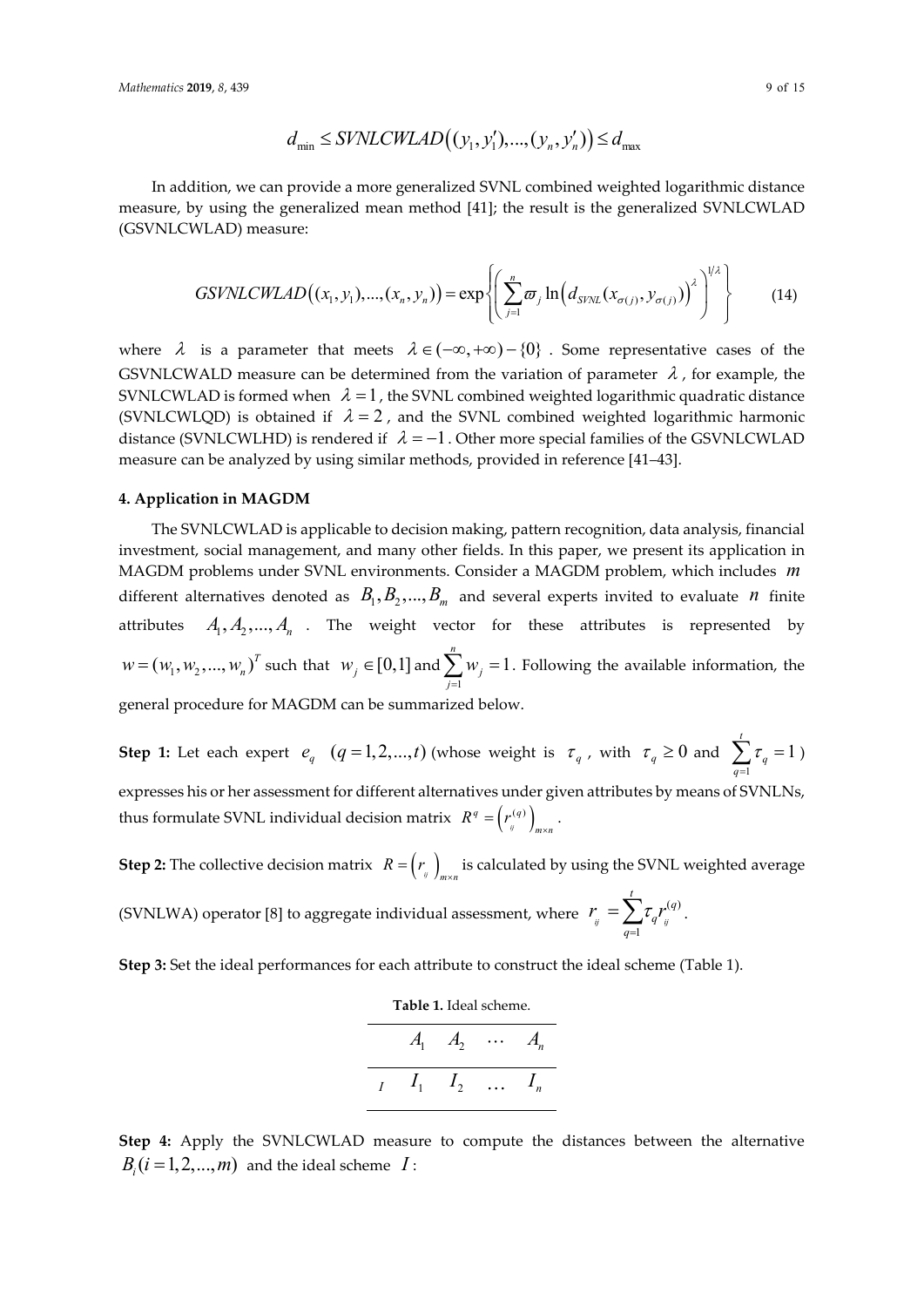$$d_{\min} \leq SVNLCWLAD\left((y_1, y_1'), ..., (y_n, y_n')\right) \leq d_{\max}$$

In addition, we can provide a more generalized SVNL combined weighted logarithmic distance measure, by using the generalized mean method [41]; the result is the generalized SVNLCWLAD (GSVNLCWLAD) measure:

$$GSVNLCWLAD\left((x_1, y_1), ..., (x_n, y_n)\right) = \exp\left\{\left(\sum_{j=1}^{n} \varpi_j \ln\left(d_{SVNL}(x_{\sigma(j)}, y_{\sigma(j)})\right)^{\lambda}\right)^{1/\lambda}\right\} \tag{14}$$

where $\lambda$ is a parameter that meets $\lambda \in (-\infty, +\infty) - \{0\}$. Some representative cases of the GSVNLCWALD measure can be determined from the variation of parameter $\lambda$, for example, the SVNLCWLAD is formed when $\lambda = 1$, the SVNL combined weighted logarithmic quadratic distance (SVNLCWLQD) is obtained if $\lambda = 2$, and the SVNL combined weighted logarithmic harmonic distance (SVNLCWLHD) is rendered if $\lambda = -1$. Other more special families of the GSVNLCWLAD measure can be analyzed by using similar methods, provided in reference [41–43].

## 4. Application in MAGDM

The SVNLCWLAD is applicable to decision making, pattern recognition, data analysis, financial investment, social management, and many other fields. In this paper, we present its application in MAGDM problems under SVNL environments. Consider a MAGDM problem, which includes $m$ different alternatives denoted as $B_1, B_2, ..., B_m$ and several experts invited to evaluate $n$ finite attributes $A_1, A_2, ..., A_n$. The weight vector for these attributes is represented by $w = (w_1, w_2, ..., w_n)^T$ such that $w_j \in [0,1]$ and $\sum_{j=1}^{n} w_j = 1$. Following the available information, the general procedure for MAGDM can be summarized below.

**Step 1:** Let each expert $e_q$ $(q = 1, 2, ..., t)$ (whose weight is $\tau_q$, with $\tau_q \geq 0$ and $\sum_{q=1}^{t} \tau_q = 1$) expresses his or her assessment for different alternatives under given attributes by means of SVNLNs, thus formulate SVNL individual decision matrix $R^q = \left(r_{ij}^{(q)}\right)_{m \times n}$.

**Step 2:** The collective decision matrix $R = \left(r_{ij}\right)_{m \times n}$ is calculated by using the SVNL weighted average (SVNLWA) operator [8] to aggregate individual assessment, where $r_{ij} = \sum_{q=1}^{t} \tau_q r_{ij}^{(q)}$.

**Step 3:** Set the ideal performances for each attribute to construct the ideal scheme (Table 1).

**Table 1.** Ideal scheme.

| | $A_1$ | $A_2$ | $\cdots$ | $A_n$ |
|---|---|---|---|---|
| $I$ | $I_1$ | $I_2$ | $\ldots$ | $I_n$ |

**Step 4:** Apply the SVNLCWLAD measure to compute the distances between the alternative $B_i (i = 1, 2, ..., m)$ and the ideal scheme $I$: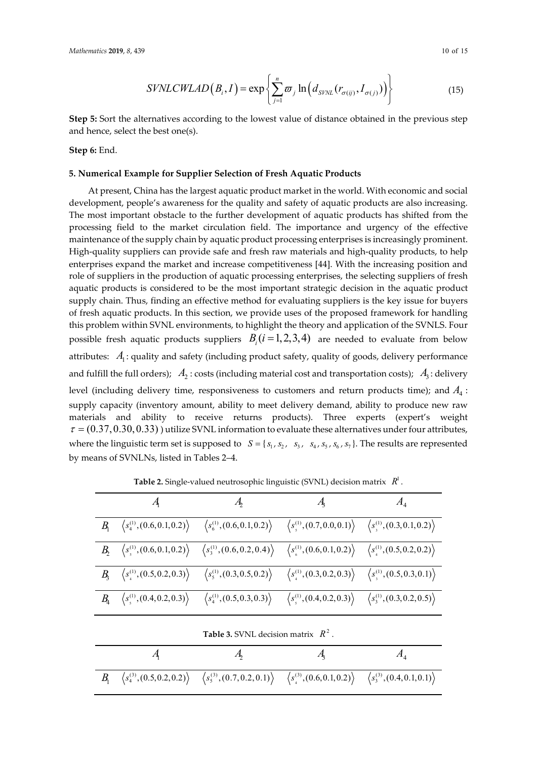$$SVNLCWLAD\left(B_i, I\right) = \exp\left\{\sum_{j=1}^{n} \varpi_j \ln\left(d_{SVNL}(r_{\sigma(ij)}, I_{\sigma(j)})\right)\right\} \tag{15}$$

**Step 5:** Sort the alternatives according to the lowest value of distance obtained in the previous step and hence, select the best one(s).

**Step 6:** End.

## 5. Numerical Example for Supplier Selection of Fresh Aquatic Products

At present, China has the largest aquatic product market in the world. With economic and social development, people's awareness for the quality and safety of aquatic products are also increasing. The most important obstacle to the further development of aquatic products has shifted from the processing field to the market circulation field. The importance and urgency of the effective maintenance of the supply chain by aquatic product processing enterprises is increasingly prominent. High-quality suppliers can provide safe and fresh raw materials and high-quality products, to help enterprises expand the market and increase competitiveness [44]. With the increasing position and role of suppliers in the production of aquatic processing enterprises, the selecting suppliers of fresh aquatic products is considered to be the most important strategic decision in the aquatic product supply chain. Thus, finding an effective method for evaluating suppliers is the key issue for buyers of fresh aquatic products. In this section, we provide uses of the proposed framework for handling this problem within SVNL environments, to highlight the theory and application of the SVNLS. Four possible fresh aquatic products suppliers $B_i (i = 1,2,3,4)$ are needed to evaluate from below attributes: $A_1$: quality and safety (including product safety, quality of goods, delivery performance and fulfill the full orders); $A_2$: costs (including material cost and transportation costs); $A_3$: delivery level (including delivery time, responsiveness to customers and return products time); and $A_4$: supply capacity (inventory amount, ability to meet delivery demand, ability to produce new raw materials and ability to receive returns products). Three experts (expert's weight $\tau = (0.37, 0.30, 0.33)$) utilize SVNL information to evaluate these alternatives under four attributes, where the linguistic term set is supposed to $S = \{s_1, s_2, s_3, s_4, s_5, s_6, s_7\}$. The results are represented by means of SVNLNs, listed in Tables 2–4.

**Table 2.** Single-valued neutrosophic linguistic (SVNL) decision matrix $R^1$.

| | $A_1$ | $A_2$ | $A_3$ | $A_4$ |
|---|---|---|---|---|
| $B_1$ | $\langle s_4^{(1)}, (0.6,0.1,0.2)\rangle$ | $\langle s_6^{(1)}, (0.6,0.1,0.2)\rangle$ | $\langle s_5^{(1)}, (0.7,0.0,0.1)\rangle$ | $\langle s_3^{(1)}, (0.3,0.1,0.2)\rangle$ |
| $B_2$ | $\langle s_5^{(1)}, (0.6,0.1,0.2)\rangle$ | $\langle s_3^{(1)}, (0.6,0.2,0.4)\rangle$ | $\langle s_6^{(1)}, (0.6,0.1,0.2)\rangle$ | $\langle s_4^{(1)}, (0.5,0.2,0.2)\rangle$ |
| $B_3$ | $\langle s_4^{(1)}, (0.5,0.2,0.3)\rangle$ | $\langle s_5^{(1)}, (0.3,0.5,0.2)\rangle$ | $\langle s_4^{(1)}, (0.3,0.2,0.3)\rangle$ | $\langle s_3^{(1)}, (0.5,0.3,0.1)\rangle$ |
| $B_4$ | $\langle s_5^{(1)}, (0.4,0.2,0.3)\rangle$ | $\langle s_4^{(1)}, (0.5,0.3,0.3)\rangle$ | $\langle s_5^{(1)}, (0.4,0.2,0.3)\rangle$ | $\langle s_3^{(1)}, (0.3,0.2,0.5)\rangle$ |

**Table 3.** SVNL decision matrix $R^2$.

| | $A_1$ | $A_2$ | $A_3$ | $A_4$ |
|---|---|---|---|---|
| $B_1$ | $\langle s_4^{(3)}, (0.5,0.2,0.2)\rangle$ | $\langle s_5^{(3)}, (0.7,0.2,0.1)\rangle$ | $\langle s_4^{(3)}, (0.6,0.1,0.2)\rangle$ | $\langle s_3^{(3)}, (0.4,0.1,0.1)\rangle$ |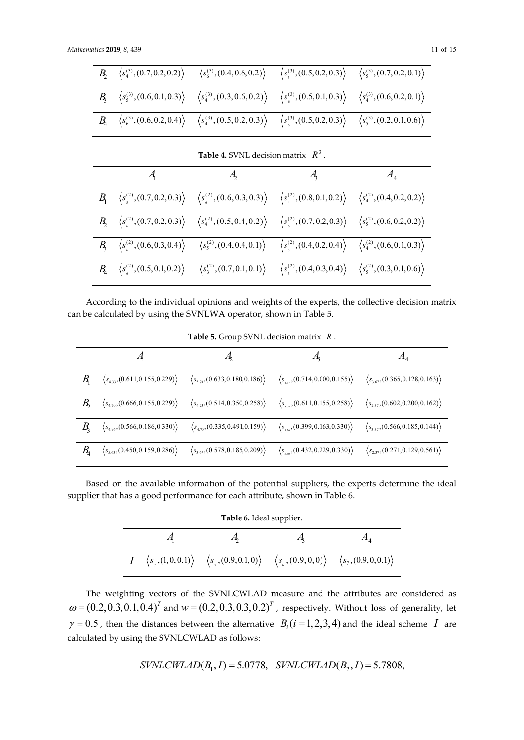|  | | | | |
|---|---|---|---|---|
| $B_2$ | $\langle s_4^{(3)},(0.7,0.2,0.2)\rangle$ | $\langle s_6^{(3)},(0.4,0.6,0.2)\rangle$ | $\langle s_5^{(3)},(0.5,0.2,0.3)\rangle$ | $\langle s_5^{(3)},(0.7,0.2,0.1)\rangle$ |
| $B_3$ | $\langle s_5^{(3)},(0.6,0.1,0.3)\rangle$ | $\langle s_4^{(3)},(0.3,0.6,0.2)\rangle$ | $\langle s_6^{(3)},(0.5,0.1,0.3)\rangle$ | $\langle s_4^{(3)},(0.6,0.2,0.1)\rangle$ |
| $B_4$ | $\langle s_6^{(3)},(0.6,0.2,0.4)\rangle$ | $\langle s_4^{(3)},(0.5,0.2,0.3)\rangle$ | $\langle s_6^{(3)},(0.5,0.2,0.3)\rangle$ | $\langle s_5^{(3)},(0.2,0.1,0.6)\rangle$ |

**Table 4.** SVNL decision matrix $R^3$.

|  | $A_1$ | $A_2$ | $A_3$ | $A_4$ |
|---|---|---|---|---|
| $B_1$ | $\langle s_5^{(2)},(0.7,0.2,0.3)\rangle$ | $\langle s_6^{(2)},(0.6,0.3,0.3)\rangle$ | $\langle s_4^{(2)},(0.8,0.1,0.2)\rangle$ | $\langle s_4^{(2)},(0.4,0.2,0.2)\rangle$ |
| $B_2$ | $\langle s_6^{(2)},(0.7,0.2,0.3)\rangle$ | $\langle s_4^{(2)},(0.5,0.4,0.2)\rangle$ | $\langle s_6^{(2)},(0.7,0.2,0.3)\rangle$ | $\langle s_5^{(2)},(0.6,0.2,0.2)\rangle$ |
| $B_3$ | $\langle s_6^{(2)},(0.6,0.3,0.4)\rangle$ | $\langle s_5^{(2)},(0.4,0.4,0.1)\rangle$ | $\langle s_6^{(2)},(0.4,0.2,0.4)\rangle$ | $\langle s_4^{(2)},(0.6,0.1,0.3)\rangle$ |
| $B_4$ | $\langle s_6^{(2)},(0.5,0.1,0.2)\rangle$ | $\langle s_3^{(2)},(0.7,0.1,0.1)\rangle$ | $\langle s_5^{(2)},(0.4,0.3,0.4)\rangle$ | $\langle s_5^{(2)},(0.3,0.1,0.6)\rangle$ |

According to the individual opinions and weights of the experts, the collective decision matrix can be calculated by using the SVNLWA operator, shown in Table 5.

**Table 5.** Group SVNL decision matrix $R$.

|  | $A_1$ | $A_2$ | $A_3$ | $A_4$ |
|---|---|---|---|---|
| $B_1$ | $\langle s_{4.33},(0.611,0.155,0.229)\rangle$ | $\langle s_{5.70},(0.633,0.180,0.186)\rangle$ | $\langle s_{4.37},(0.714,0.000,0.155)\rangle$ | $\langle s_{3.67},(0.365,0.128,0.163)\rangle$ |
| $B_2$ | $\langle s_{4.70},(0.666,0.155,0.229)\rangle$ | $\langle s_{4.23},(0.514,0.350,0.258)\rangle$ | $\langle s_{5.70},(0.611,0.155,0.258)\rangle$ | $\langle s_{2.37},(0.602,0.200,0.162)\rangle$ |
| $B_3$ | $\langle s_{4.96},(0.566,0.186,0.330)\rangle$ | $\langle s_{4.70},(0.335,0.491,0.159)\rangle$ | $\langle s_{5.26},(0.399,0.163,0.330)\rangle$ | $\langle s_{3.37},(0.566,0.185,0.144)\rangle$ |
| $B_4$ | $\langle s_{5.63},(0.450,0.159,0.286)\rangle$ | $\langle s_{3.67},(0.578,0.185,0.209)\rangle$ | $\langle s_{5.30},(0.432,0.229,0.330)\rangle$ | $\langle s_{2.37},(0.271,0.129,0.561)\rangle$ |

Based on the available information of the potential suppliers, the experts determine the ideal supplier that has a good performance for each attribute, shown in Table 6.

**Table 6.** Ideal supplier.

|  | $A_1$ | $A_2$ | $A_3$ | $A_4$ |
|---|---|---|---|---|
| $I$ | $\langle s_7,(1,0,0.1)\rangle$ | $\langle s_7,(0.9,0.1,0)\rangle$ | $\langle s_6,(0.9,0,0)\rangle$ | $\langle s_7,(0.9,0,0.1)\rangle$ |

The weighting vectors of the SVNLCWLAD measure and the attributes are considered as $\omega=(0.2,0.3,0.1,0.4)^T$ and $w=(0.2,0.3,0.3,0.2)^T$, respectively. Without loss of generality, let $\gamma=0.5$, then the distances between the alternative $B_i(i=1,2,3,4)$ and the ideal scheme $I$ are calculated by using the SVNLCWLAD as follows:

$$SVNLCWLAD(B_1,I)=5.0778,\quad SVNLCWLAD(B_2,I)=5.7808,$$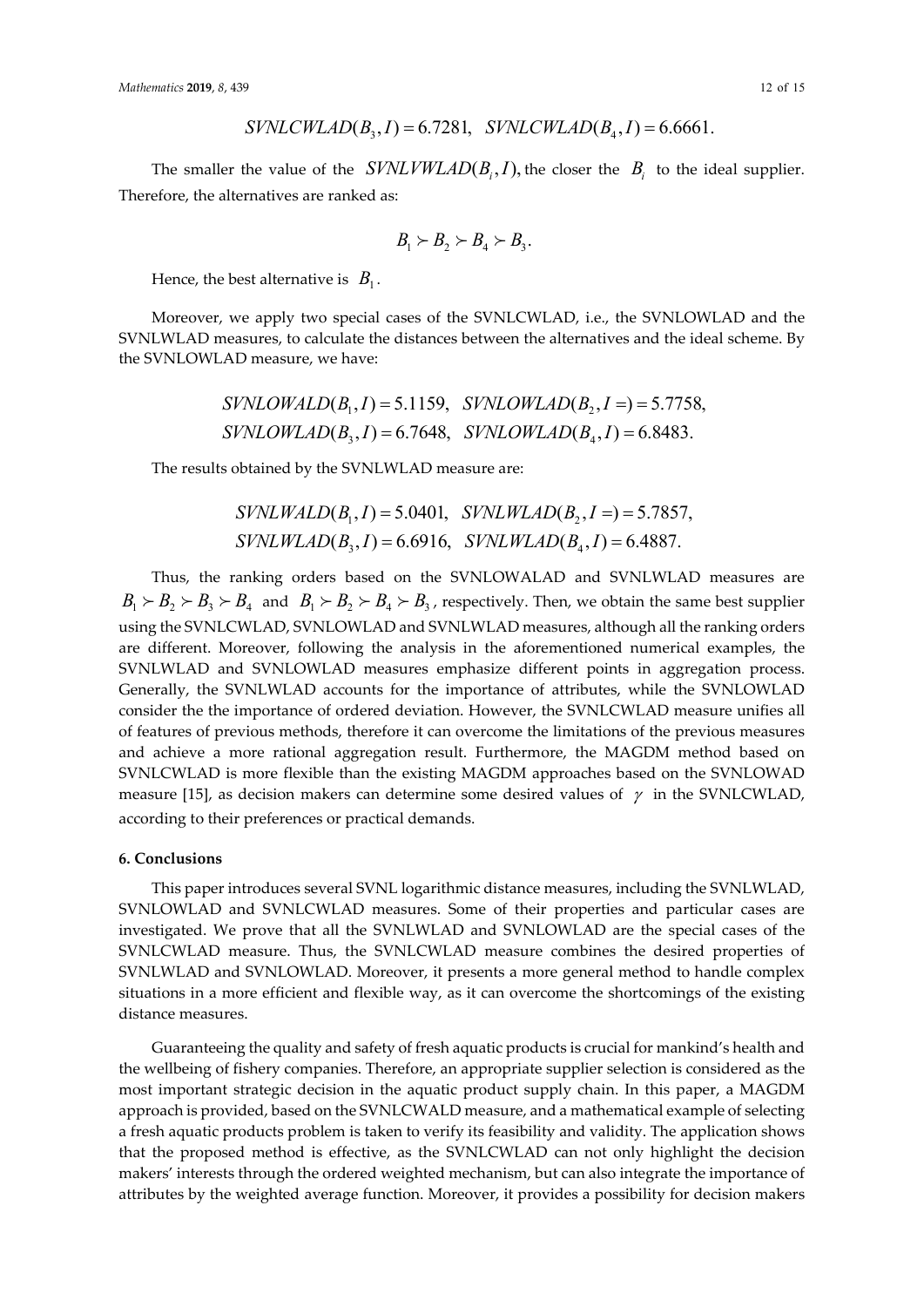$$SVNLCWLAD(B_3, I) = 6.7281, \quad SVNLCWLAD(B_4, I) = 6.6661.$$

The smaller the value of the $SVNLVWLAD(B_i, I)$, the closer the $B_i$ to the ideal supplier. Therefore, the alternatives are ranked as:

$$B_1 \succ B_2 \succ B_4 \succ B_3.$$

Hence, the best alternative is $B_1$.

Moreover, we apply two special cases of the SVNLCWLAD, i.e., the SVNLOWLAD and the SVNLWLAD measures, to calculate the distances between the alternatives and the ideal scheme. By the SVNLOWLAD measure, we have:

$$SVNLOWALD(B_1, I) = 5.1159, \quad SVNLOWLAD(B_2, I =) = 5.7758,$$
$$SVNLOWLAD(B_3, I) = 6.7648, \quad SVNLOWLAD(B_4, I) = 6.8483.$$

The results obtained by the SVNLWLAD measure are:

$$SVNLWALD(B_1, I) = 5.0401, \quad SVNLWLAD(B_2, I =) = 5.7857,$$
$$SVNLWLAD(B_3, I) = 6.6916, \quad SVNLWLAD(B_4, I) = 6.4887.$$

Thus, the ranking orders based on the SVNLOWALAD and SVNLWLAD measures are $B_1 \succ B_2 \succ B_3 \succ B_4$ and $B_1 \succ B_2 \succ B_4 \succ B_3$, respectively. Then, we obtain the same best supplier using the SVNLCWLAD, SVNLOWLAD and SVNLWLAD measures, although all the ranking orders are different. Moreover, following the analysis in the aforementioned numerical examples, the SVNLWLAD and SVNLOWLAD measures emphasize different points in aggregation process. Generally, the SVNLWLAD accounts for the importance of attributes, while the SVNLOWLAD consider the the importance of ordered deviation. However, the SVNLCWLAD measure unifies all of features of previous methods, therefore it can overcome the limitations of the previous measures and achieve a more rational aggregation result. Furthermore, the MAGDM method based on SVNLCWLAD is more flexible than the existing MAGDM approaches based on the SVNLOWAD measure [15], as decision makers can determine some desired values of $\gamma$ in the SVNLCWLAD, according to their preferences or practical demands.

## 6. Conclusions

This paper introduces several SVNL logarithmic distance measures, including the SVNLWLAD, SVNLOWLAD and SVNLCWLAD measures. Some of their properties and particular cases are investigated. We prove that all the SVNLWLAD and SVNLOWLAD are the special cases of the SVNLCWLAD measure. Thus, the SVNLCWLAD measure combines the desired properties of SVNLWLAD and SVNLOWLAD. Moreover, it presents a more general method to handle complex situations in a more efficient and flexible way, as it can overcome the shortcomings of the existing distance measures.

Guaranteeing the quality and safety of fresh aquatic products is crucial for mankind's health and the wellbeing of fishery companies. Therefore, an appropriate supplier selection is considered as the most important strategic decision in the aquatic product supply chain. In this paper, a MAGDM approach is provided, based on the SVNLCWALD measure, and a mathematical example of selecting a fresh aquatic products problem is taken to verify its feasibility and validity. The application shows that the proposed method is effective, as the SVNLCWLAD can not only highlight the decision makers' interests through the ordered weighted mechanism, but can also integrate the importance of attributes by the weighted average function. Moreover, it provides a possibility for decision makers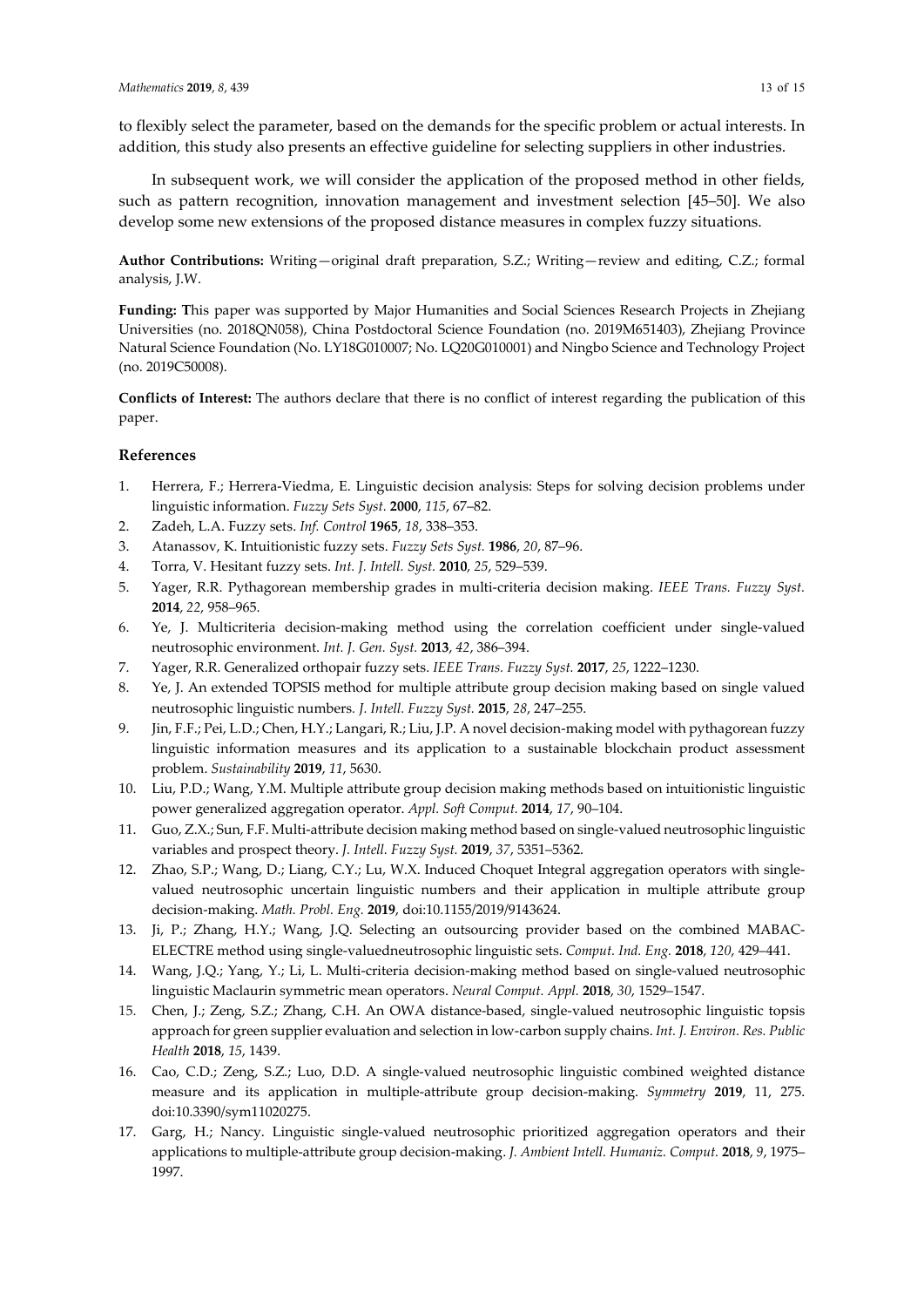to flexibly select the parameter, based on the demands for the specific problem or actual interests. In addition, this study also presents an effective guideline for selecting suppliers in other industries.

In subsequent work, we will consider the application of the proposed method in other fields, such as pattern recognition, innovation management and investment selection [45–50]. We also develop some new extensions of the proposed distance measures in complex fuzzy situations.

**Author Contributions:** Writing—original draft preparation, S.Z.; Writing—review and editing, C.Z.; formal analysis, J.W.

**Funding:** This paper was supported by Major Humanities and Social Sciences Research Projects in Zhejiang Universities (no. 2018QN058), China Postdoctoral Science Foundation (no. 2019M651403), Zhejiang Province Natural Science Foundation (No. LY18G010007; No. LQ20G010001) and Ningbo Science and Technology Project (no. 2019C50008).

**Conflicts of Interest:** The authors declare that there is no conflict of interest regarding the publication of this paper.

## References

1. Herrera, F.; Herrera-Viedma, E. Linguistic decision analysis: Steps for solving decision problems under linguistic information. *Fuzzy Sets Syst.* **2000**, *115*, 67–82.
2. Zadeh, L.A. Fuzzy sets. *Inf. Control* **1965**, *18*, 338–353.
3. Atanassov, K. Intuitionistic fuzzy sets. *Fuzzy Sets Syst.* **1986**, *20*, 87–96.
4. Torra, V. Hesitant fuzzy sets. *Int. J. Intell. Syst.* **2010**, *25*, 529–539.
5. Yager, R.R. Pythagorean membership grades in multi-criteria decision making. *IEEE Trans. Fuzzy Syst.* **2014**, *22*, 958–965.
6. Ye, J. Multicriteria decision-making method using the correlation coefficient under single-valued neutrosophic environment. *Int. J. Gen. Syst.* **2013**, *42*, 386–394.
7. Yager, R.R. Generalized orthopair fuzzy sets. *IEEE Trans. Fuzzy Syst.* **2017**, *25*, 1222–1230.
8. Ye, J. An extended TOPSIS method for multiple attribute group decision making based on single valued neutrosophic linguistic numbers. *J. Intell. Fuzzy Syst.* **2015**, *28*, 247–255.
9. Jin, F.F.; Pei, L.D.; Chen, H.Y.; Langari, R.; Liu, J.P. A novel decision-making model with pythagorean fuzzy linguistic information measures and its application to a sustainable blockchain product assessment problem. *Sustainability* **2019**, *11*, 5630.
10. Liu, P.D.; Wang, Y.M. Multiple attribute group decision making methods based on intuitionistic linguistic power generalized aggregation operator. *Appl. Soft Comput.* **2014**, *17*, 90–104.
11. Guo, Z.X.; Sun, F.F. Multi-attribute decision making method based on single-valued neutrosophic linguistic variables and prospect theory. *J. Intell. Fuzzy Syst.* **2019**, *37*, 5351–5362.
12. Zhao, S.P.; Wang, D.; Liang, C.Y.; Lu, W.X. Induced Choquet Integral aggregation operators with single-valued neutrosophic uncertain linguistic numbers and their application in multiple attribute group decision-making. *Math. Probl. Eng.* **2019**, doi:10.1155/2019/9143624.
13. Ji, P.; Zhang, H.Y.; Wang, J.Q. Selecting an outsourcing provider based on the combined MABAC-ELECTRE method using single-valuedneutrosophic linguistic sets. *Comput. Ind. Eng.* **2018**, *120*, 429–441.
14. Wang, J.Q.; Yang, Y.; Li, L. Multi-criteria decision-making method based on single-valued neutrosophic linguistic Maclaurin symmetric mean operators. *Neural Comput. Appl.* **2018**, *30*, 1529–1547.
15. Chen, J.; Zeng, S.Z.; Zhang, C.H. An OWA distance-based, single-valued neutrosophic linguistic topsis approach for green supplier evaluation and selection in low-carbon supply chains. *Int. J. Environ. Res. Public Health* **2018**, *15*, 1439.
16. Cao, C.D.; Zeng, S.Z.; Luo, D.D. A single-valued neutrosophic linguistic combined weighted distance measure and its application in multiple-attribute group decision-making. *Symmetry* **2019**, 11, 275. doi:10.3390/sym11020275.
17. Garg, H.; Nancy. Linguistic single-valued neutrosophic prioritized aggregation operators and their applications to multiple-attribute group decision-making. *J. Ambient Intell. Humaniz. Comput.* **2018**, *9*, 1975–1997.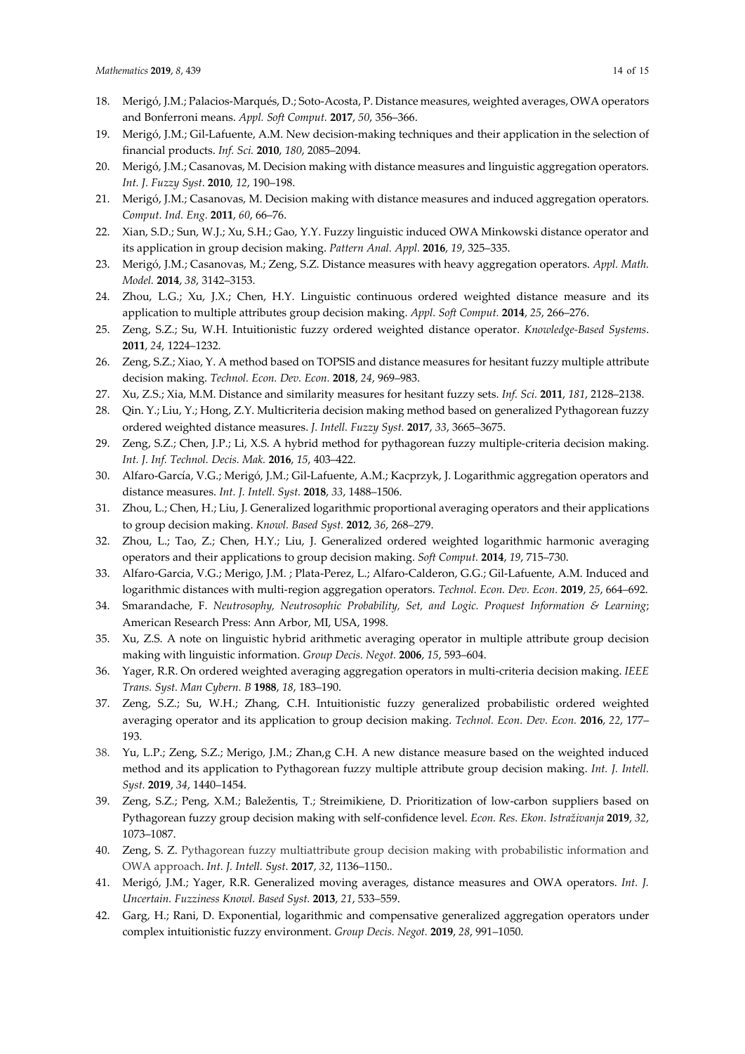18. Merigó, J.M.; Palacios-Marqués, D.; Soto-Acosta, P. Distance measures, weighted averages, OWA operators and Bonferroni means. *Appl. Soft Comput.* **2017**, *50*, 356–366.
19. Merigó, J.M.; Gil-Lafuente, A.M. New decision-making techniques and their application in the selection of financial products. *Inf. Sci.* **2010**, *180*, 2085–2094.
20. Merigó, J.M.; Casanovas, M. Decision making with distance measures and linguistic aggregation operators. *Int. J. Fuzzy Syst*. **2010**, *12*, 190–198.
21. Merigó, J.M.; Casanovas, M. Decision making with distance measures and induced aggregation operators. *Comput. Ind. Eng.* **2011**, *60*, 66–76.
22. Xian, S.D.; Sun, W.J.; Xu, S.H.; Gao, Y.Y. Fuzzy linguistic induced OWA Minkowski distance operator and its application in group decision making. *Pattern Anal. Appl.* **2016**, *19*, 325–335.
23. Merigó, J.M.; Casanovas, M.; Zeng, S.Z. Distance measures with heavy aggregation operators. *Appl. Math. Model.* **2014**, *38*, 3142–3153.
24. Zhou, L.G.; Xu, J.X.; Chen, H.Y. Linguistic continuous ordered weighted distance measure and its application to multiple attributes group decision making. *Appl. Soft Comput.* **2014**, *25*, 266–276.
25. Zeng, S.Z.; Su, W.H. Intuitionistic fuzzy ordered weighted distance operator. *Knowledge-Based Systems*. **2011**, *24*, 1224–1232.
26. Zeng, S.Z.; Xiao, Y. A method based on TOPSIS and distance measures for hesitant fuzzy multiple attribute decision making. *Technol. Econ. Dev. Econ.* **2018**, *24*, 969–983.
27. Xu, Z.S.; Xia, M.M. Distance and similarity measures for hesitant fuzzy sets. *Inf. Sci.* **2011**, *181*, 2128–2138.
28. Qin. Y.; Liu, Y.; Hong, Z.Y. Multicriteria decision making method based on generalized Pythagorean fuzzy ordered weighted distance measures. *J. Intell. Fuzzy Syst.* **2017**, *33*, 3665–3675.
29. Zeng, S.Z.; Chen, J.P.; Li, X.S. A hybrid method for pythagorean fuzzy multiple-criteria decision making. *Int. J. Inf. Technol. Decis. Mak.* **2016**, *15*, 403–422.
30. Alfaro-García, V.G.; Merigó, J.M.; Gil-Lafuente, A.M.; Kacprzyk, J. Logarithmic aggregation operators and distance measures. *Int. J. Intell. Syst.* **2018**, *33*, 1488–1506.
31. Zhou, L.; Chen, H.; Liu, J. Generalized logarithmic proportional averaging operators and their applications to group decision making. *Knowl. Based Syst.* **2012**, *36*, 268–279.
32. Zhou, L.; Tao, Z.; Chen, H.Y.; Liu, J. Generalized ordered weighted logarithmic harmonic averaging operators and their applications to group decision making. *Soft Comput.* **2014**, *19*, 715–730.
33. Alfaro-Garcia, V.G.; Merigo, J.M. ; Plata-Perez, L.; Alfaro-Calderon, G.G.; Gil-Lafuente, A.M. Induced and logarithmic distances with multi-region aggregation operators. *Technol. Econ. Dev. Econ.* **2019**, *25*, 664–692.
34. Smarandache, F. *Neutrosophy, Neutrosophic Probability, Set, and Logic. Proquest Information & Learning*; American Research Press: Ann Arbor, MI, USA, 1998.
35. Xu, Z.S. A note on linguistic hybrid arithmetic averaging operator in multiple attribute group decision making with linguistic information. *Group Decis. Negot.* **2006**, *15*, 593–604.
36. Yager, R.R. On ordered weighted averaging aggregation operators in multi-criteria decision making. *IEEE Trans. Syst. Man Cybern. B* **1988**, *18*, 183–190.
37. Zeng, S.Z.; Su, W.H.; Zhang, C.H. Intuitionistic fuzzy generalized probabilistic ordered weighted averaging operator and its application to group decision making. *Technol. Econ. Dev. Econ.* **2016**, *22*, 177–193.
38. Yu, L.P.; Zeng, S.Z.; Merigo, J.M.; Zhan,g C.H. A new distance measure based on the weighted induced method and its application to Pythagorean fuzzy multiple attribute group decision making. *Int. J. Intell. Syst.* **2019**, *34*, 1440–1454.
39. Zeng, S.Z.; Peng, X.M.; Baležentis, T.; Streimikiene, D. Prioritization of low-carbon suppliers based on Pythagorean fuzzy group decision making with self-confidence level. *Econ. Res. Ekon. Istraživanja* **2019**, *32*, 1073–1087.
40. Zeng, S. Z. Pythagorean fuzzy multiattribute group decision making with probabilistic information and OWA approach. *Int. J. Intell. Syst.* **2017**, *32*, 1136–1150..
41. Merigó, J.M.; Yager, R.R. Generalized moving averages, distance measures and OWA operators. *Int. J. Uncertain. Fuzziness Knowl. Based Syst.* **2013**, *21*, 533–559.
42. Garg, H.; Rani, D. Exponential, logarithmic and compensative generalized aggregation operators under complex intuitionistic fuzzy environment. *Group Decis. Negot.* **2019**, *28*, 991–1050.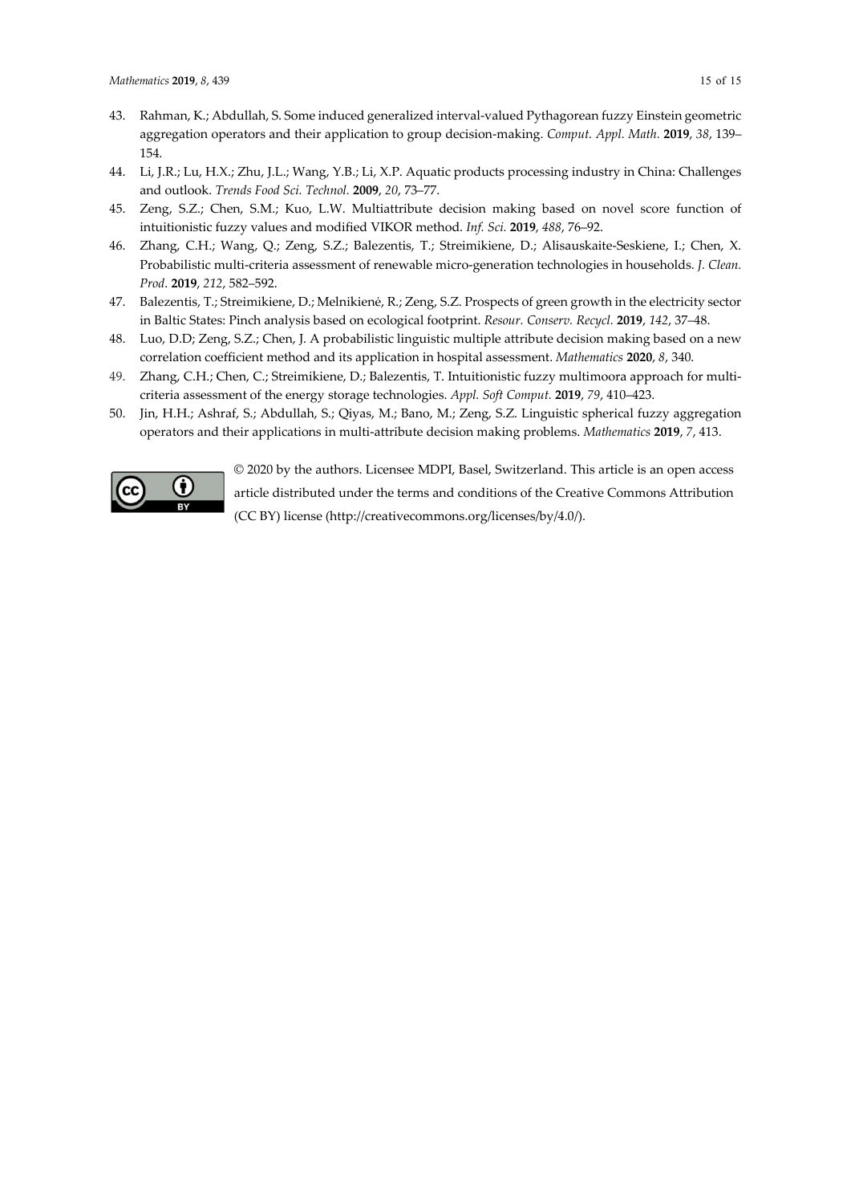43. Rahman, K.; Abdullah, S. Some induced generalized interval-valued Pythagorean fuzzy Einstein geometric aggregation operators and their application to group decision-making. *Comput. Appl. Math.* **2019**, *38*, 139–154.
44. Li, J.R.; Lu, H.X.; Zhu, J.L.; Wang, Y.B.; Li, X.P. Aquatic products processing industry in China: Challenges and outlook. *Trends Food Sci. Technol.* **2009**, *20*, 73–77.
45. Zeng, S.Z.; Chen, S.M.; Kuo, L.W. Multiattribute decision making based on novel score function of intuitionistic fuzzy values and modified VIKOR method. *Inf. Sci.* **2019**, *488*, 76–92.
46. Zhang, C.H.; Wang, Q.; Zeng, S.Z.; Balezentis, T.; Streimikiene, D.; Alisauskaite-Seskiene, I.; Chen, X. Probabilistic multi-criteria assessment of renewable micro-generation technologies in households. *J. Clean. Prod.* **2019**, *212*, 582–592.
47. Balezentis, T.; Streimikiene, D.; Melnikienė, R.; Zeng, S.Z. Prospects of green growth in the electricity sector in Baltic States: Pinch analysis based on ecological footprint. *Resour. Conserv. Recycl.* **2019**, *142*, 37–48.
48. Luo, D.D; Zeng, S.Z.; Chen, J. A probabilistic linguistic multiple attribute decision making based on a new correlation coefficient method and its application in hospital assessment. *Mathematics* **2020**, *8*, 340.
49. Zhang, C.H.; Chen, C.; Streimikiene, D.; Balezentis, T. Intuitionistic fuzzy multimoora approach for multi-criteria assessment of the energy storage technologies. *Appl. Soft Comput.* **2019**, *79*, 410–423.
50. Jin, H.H.; Ashraf, S.; Abdullah, S.; Qiyas, M.; Bano, M.; Zeng, S.Z. Linguistic spherical fuzzy aggregation operators and their applications in multi-attribute decision making problems. *Mathematics* **2019**, *7*, 413.

© 2020 by the authors. Licensee MDPI, Basel, Switzerland. This article is an open access article distributed under the terms and conditions of the Creative Commons Attribution (CC BY) license (http://creativecommons.org/licenses/by/4.0/).